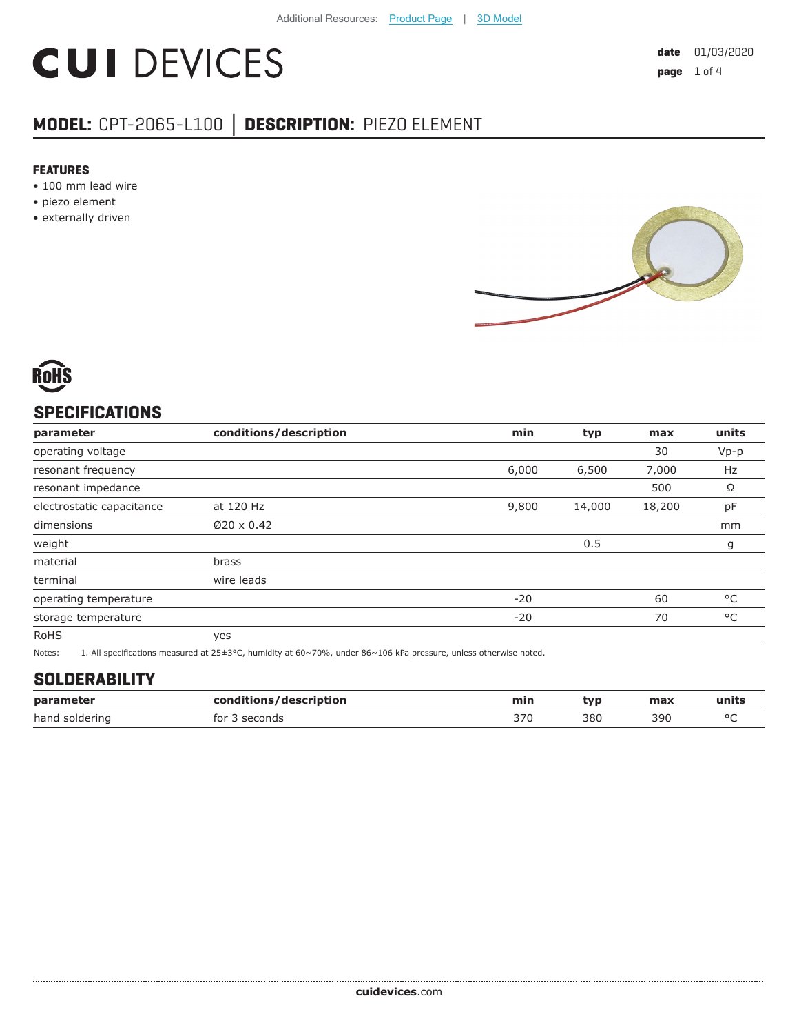Additional Resources: Product Page | 3D Model

# CUI DEVICES

**date** 01/03/2020

## MODEL: CPT-2065-L100 │ DESCRIPTION: PIEZO ELEMENT

### FEATURES

- 100 mm lead wire
- piezo element
- externally driven

RoHS

## SPECIFICATIONS

| parameter | conditions/description | min | typ | max | units |
|---|---|---|---|---|---|
| operating voltage | | | | 30 | Vp-p |
| resonant frequency | | 6,000 | 6,500 | 7,000 | Hz |
| resonant impedance | | | | 500 | Ω |
| electrostatic capacitance | at 120 Hz | 9,800 | 14,000 | 18,200 | pF |
| dimensions | Ø20 x 0.42 | | | | mm |
| weight | | | 0.5 | | g |
| material | brass | | | | |
| terminal | wire leads | | | | |
| operating temperature | | -20 | | 60 | °C |
| storage temperature | | -20 | | 70 | °C |
| RoHS | yes | | | | |

Notes: 1. All specifications measured at 25±3°C, humidity at 60~70%, under 86~106 kPa pressure, unless otherwise noted.

## SOLDERABILITY

| parameter | conditions/description | min | typ | max | units |
|---|---|---|---|---|---|
| hand soldering | for 3 seconds | 370 | 380 | 390 | °C |

**cuidevices**.com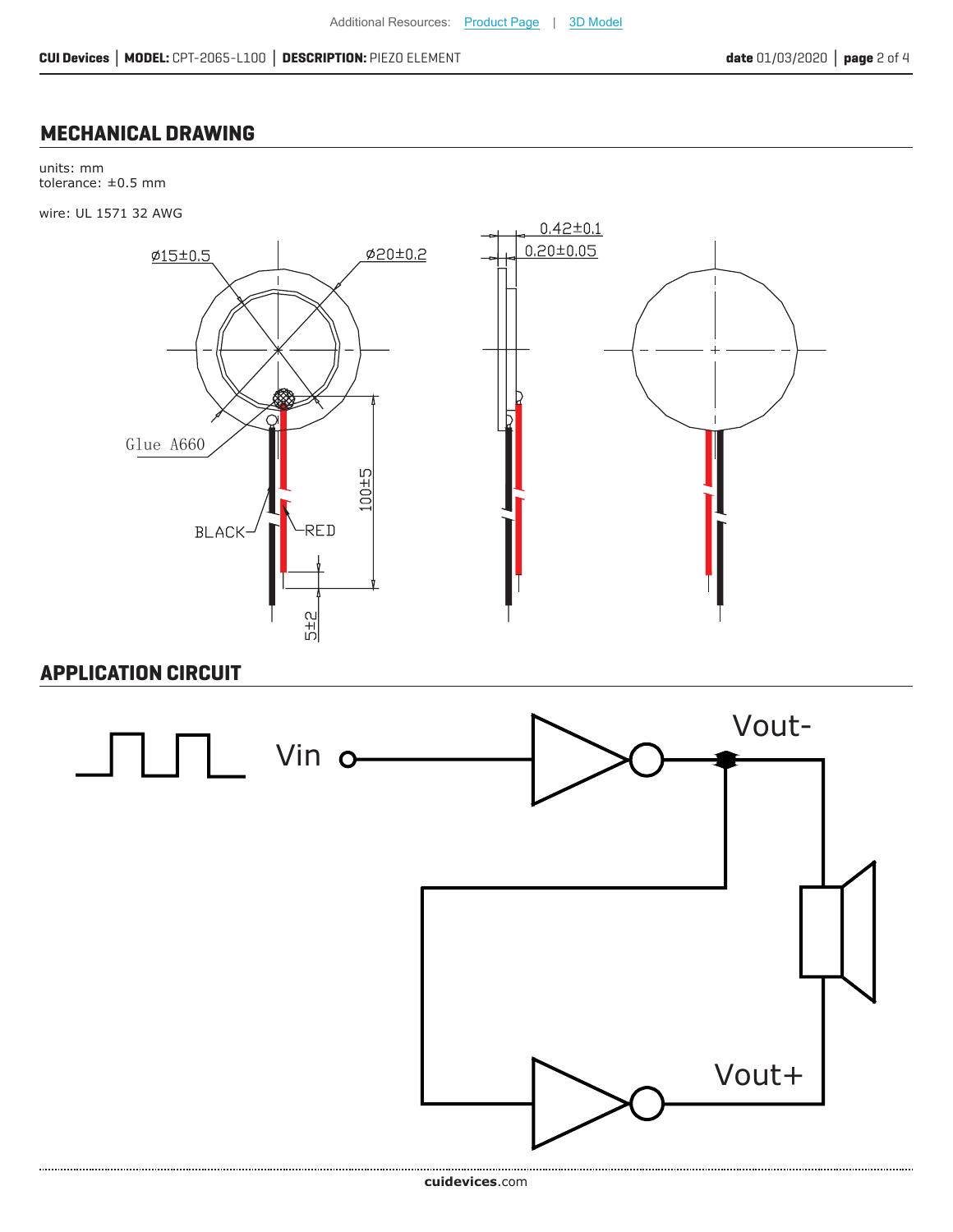Additional Resources: Product Page | 3D Model

## MECHANICAL DRAWING

units: mm
tolerance: ±0.5 mm

wire: UL 1571 32 AWG

Ø15±0.5

Ø20±0.2

0.42±0.1

0.20±0.05

Glue A660

BLACK

RED

100±5

5±2

## APPLICATION CIRCUIT

Vin

Vout-

Vout+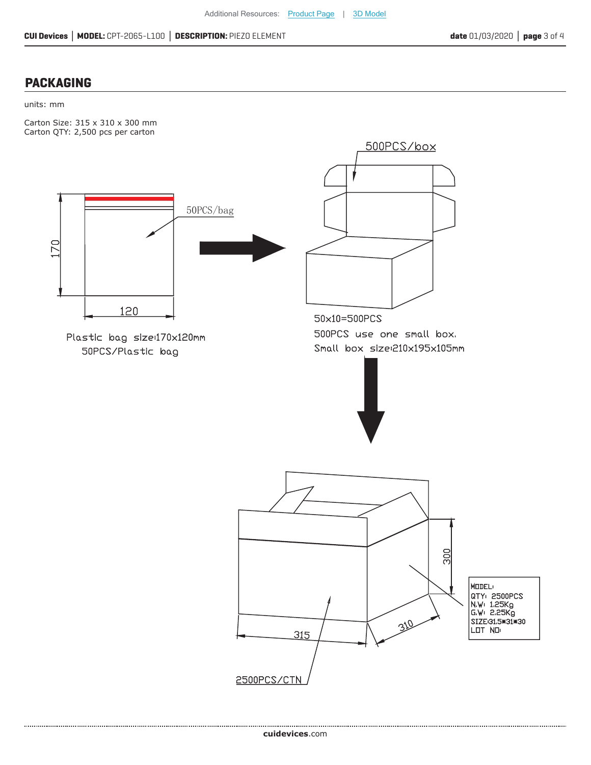## PACKAGING

units: mm

Carton Size: 315 x 310 x 300 mm
Carton QTY: 2,500 pcs per carton

50PCS/bag

170

120

Plastic bag size:170x120mm
50PCS/Plastic bag

500PCS/box

50x10=500PCS
500PCS use one small box.
Small box size:210x195x105mm

300

315

310

2500PCS/CTN

MODEL:
QTY: 2500PCS
N.W: 1.25Kg
G.W: 2.25Kg
SIZE:31.5*31*30
LOT NO: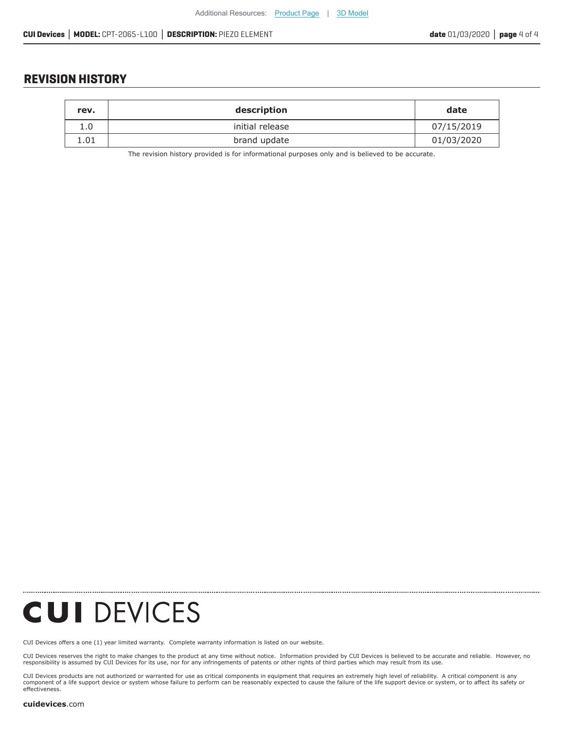## REVISION HISTORY

| rev. | description | date |
|---|---|---|
| 1.0 | initial release | 07/15/2019 |
| 1.01 | brand update | 01/03/2020 |

The revision history provided is for informational purposes only and is believed to be accurate.

**CUI** DEVICES

CUI Devices offers a one (1) year limited warranty. Complete warranty information is listed on our website.

CUI Devices reserves the right to make changes to the product at any time without notice. Information provided by CUI Devices is believed to be accurate and reliable. However, no responsibility is assumed by CUI Devices for its use, nor for any infringements of patents or other rights of third parties which may result from its use.

CUI Devices products are not authorized or warranted for use as critical components in equipment that requires an extremely high level of reliability. A critical component is any component of a life support device or system whose failure to perform can be reasonably expected to cause the failure of the life support device or system, or to affect its safety or effectiveness.

**cuidevices**.com